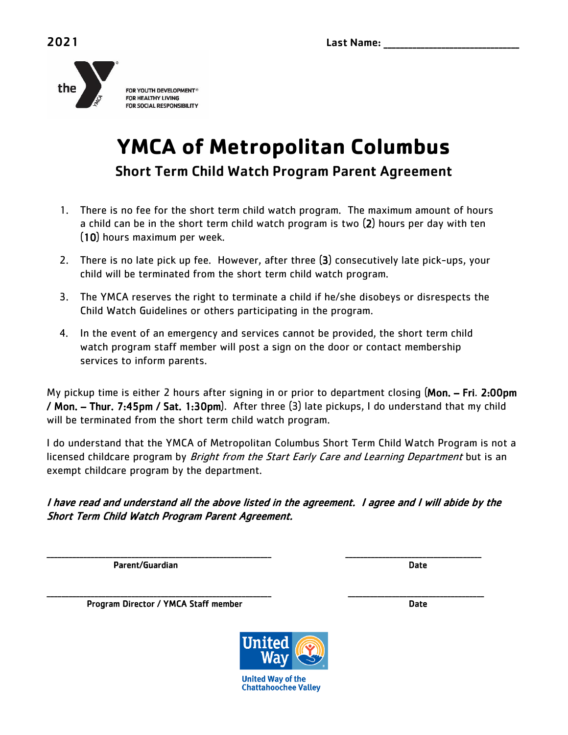2021 Last Name: ___________________________

the YMCA
FOR YOUTH DEVELOPMENT®
FOR HEALTHY LIVING
FOR SOCIAL RESPONSIBILITY

# YMCA of Metropolitan Columbus

## Short Term Child Watch Program Parent Agreement

1. There is no fee for the short term child watch program. The maximum amount of hours a child can be in the short term child watch program is two (2) hours per day with ten (10) hours maximum per week.

2. There is no late pick up fee. However, after three (3) consecutively late pick-ups, your child will be terminated from the short term child watch program.

3. The YMCA reserves the right to terminate a child if he/she disobeys or disrespects the Child Watch Guidelines or others participating in the program.

4. In the event of an emergency and services cannot be provided, the short term child watch program staff member will post a sign on the door or contact membership services to inform parents.

My pickup time is either 2 hours after signing in or prior to department closing (Mon. – Fri. 2:00pm / Mon. – Thur. 7:45pm / Sat. 1:30pm). After three (3) late pickups, I do understand that my child will be terminated from the short term child watch program.

I do understand that the YMCA of Metropolitan Columbus Short Term Child Watch Program is not a licensed childcare program by *Bright from the Start Early Care and Learning Department* but is an exempt childcare program by the department.

*I have read and understand all the above listed in the agreement. I agree and I will abide by the Short Term Child Watch Program Parent Agreement.*

_______________________________________ _______________________

**Parent/Guardian** **Date**

_______________________________________ _______________________

**Program Director / YMCA Staff member** **Date**

United Way
United Way of the Chattahoochee Valley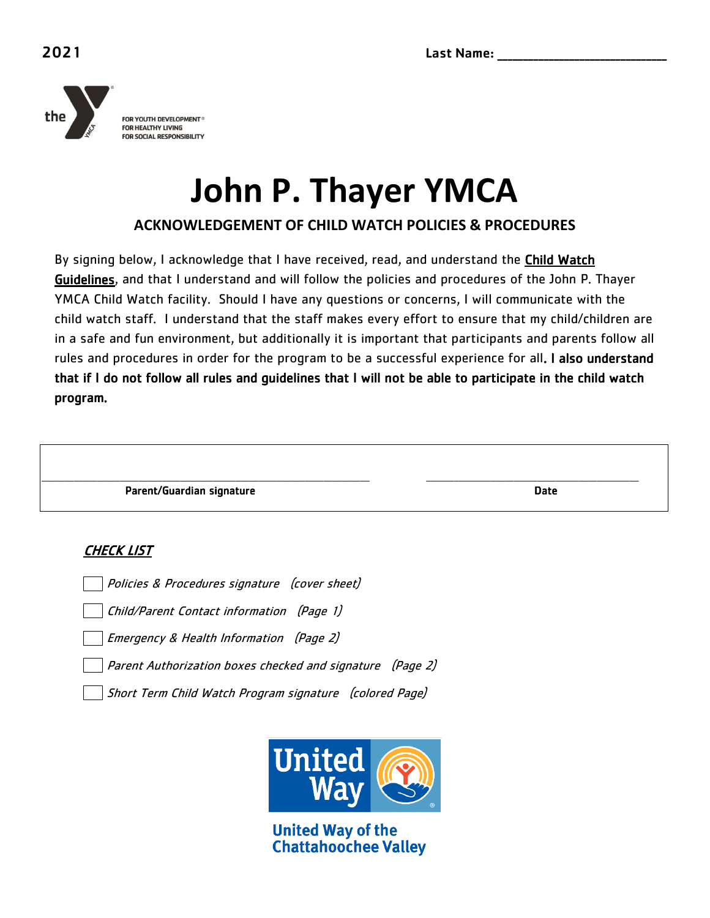2021

Last Name: ___________________________

FOR YOUTH DEVELOPMENT®
FOR HEALTHY LIVING
FOR SOCIAL RESPONSIBILITY

# John P. Thayer YMCA

## ACKNOWLEDGEMENT OF CHILD WATCH POLICIES & PROCEDURES

By signing below, I acknowledge that I have received, read, and understand the **Child Watch Guidelines**, and that I understand and will follow the policies and procedures of the John P. Thayer YMCA Child Watch facility. Should I have any questions or concerns, I will communicate with the child watch staff. I understand that the staff makes every effort to ensure that my child/children are in a safe and fun environment, but additionally it is important that participants and parents follow all rules and procedures in order for the program to be a successful experience for all. **I also understand that if I do not follow all rules and guidelines that I will not be able to participate in the child watch program.**

_______________________________________ ___________________________
**Parent/Guardian signature** **Date**

***CHECK LIST***

- [ ] *Policies & Procedures signature (cover sheet)*
- [ ] *Child/Parent Contact information (Page 1)*
- [ ] *Emergency & Health Information (Page 2)*
- [ ] *Parent Authorization boxes checked and signature (Page 2)*
- [ ] *Short Term Child Watch Program signature (colored Page)*

United Way of the Chattahoochee Valley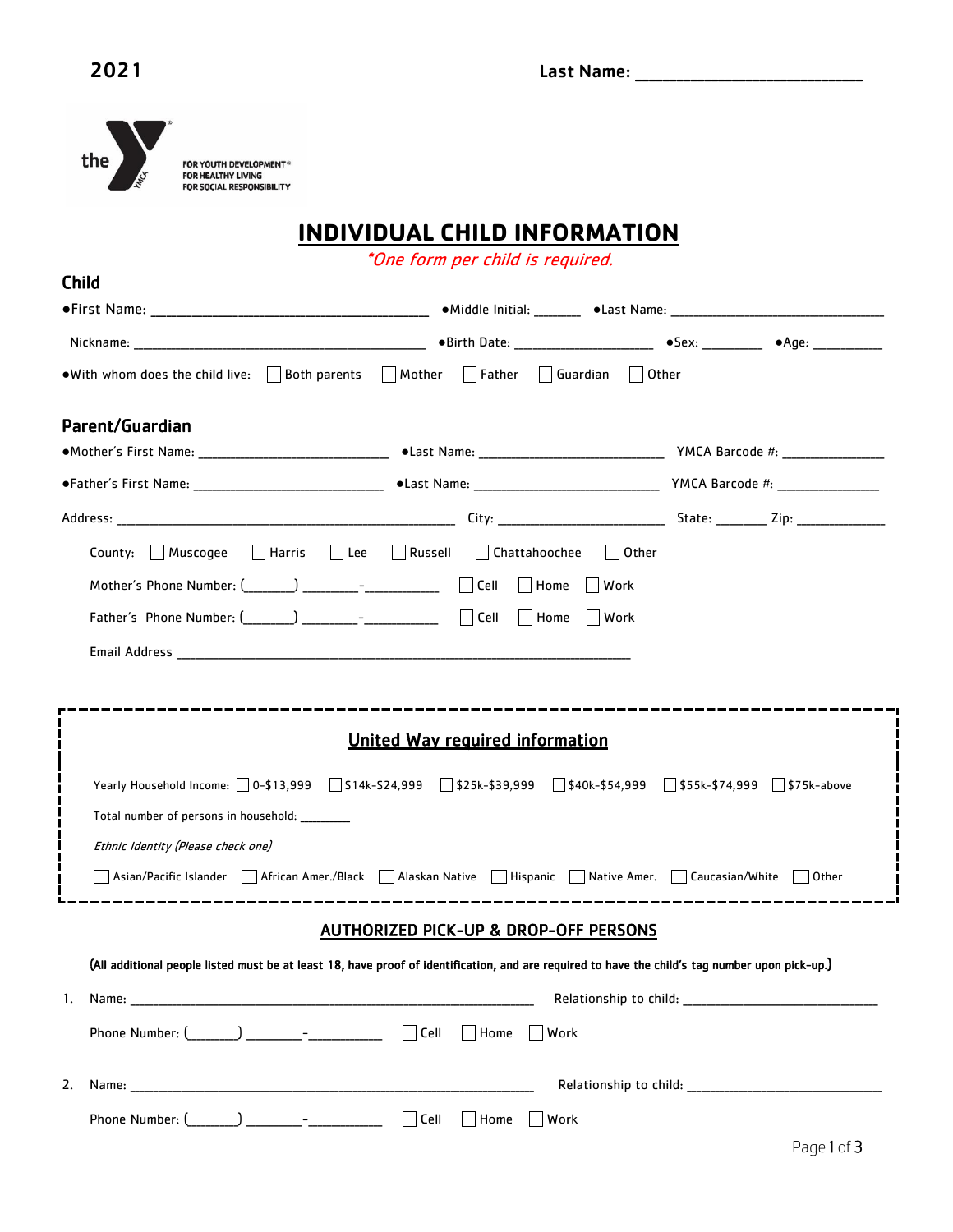2021 **Last Name: ___________________________**

# INDIVIDUAL CHILD INFORMATION

*\*One form per child is required.*

## Child

●First Name: ______________________________ ●Middle Initial: ______ ●Last Name: ______________________________

Nickname: ______________________________ ●Birth Date: __________________ ●Sex: ________ ●Age: __________

●With whom does the child live: ☐ Both parents ☐ Mother ☐ Father ☐ Guardian ☐ Other

## Parent/Guardian

●Mother's First Name: ______________________ ●Last Name: ______________________ YMCA Barcode #: ______________

●Father's First Name: ______________________ ●Last Name: ______________________ YMCA Barcode #: ______________

Address: ____________________________________________ City: ______________________ State: _______ Zip: ____________

County: ☐ Muscogee ☐ Harris ☐ Lee ☐ Russell ☐ Chattahoochee ☐ Other

Mother's Phone Number: (_______) ________-__________ ☐ Cell ☐ Home ☐ Work

Father's Phone Number: (_______) ________-__________ ☐ Cell ☐ Home ☐ Work

Email Address ______________________________________________________________

## United Way required information

Yearly Household Income: ☐ 0-$13,999 ☐ $14k-$24,999 ☐ $25k-$39,999 ☐ $40k-$54,999 ☐ $55k-$74,999 ☐ $75k-above

Total number of persons in household: ________

*Ethnic Identity (Please check one)*

☐ Asian/Pacific Islander ☐ African Amer./Black ☐ Alaskan Native ☐ Hispanic ☐ Native Amer. ☐ Caucasian/White ☐ Other

## AUTHORIZED PICK-UP & DROP-OFF PERSONS

**(All additional people listed must be at least 18, have proof of identification, and are required to have the child's tag number upon pick-up.)**

1. Name: ____________________________________________ Relationship to child: ____________________________

   Phone Number: (_______) ________-__________ ☐ Cell ☐ Home ☐ Work

2. Name: ____________________________________________ Relationship to child: ____________________________

   Phone Number: (_______) ________-__________ ☐ Cell ☐ Home ☐ Work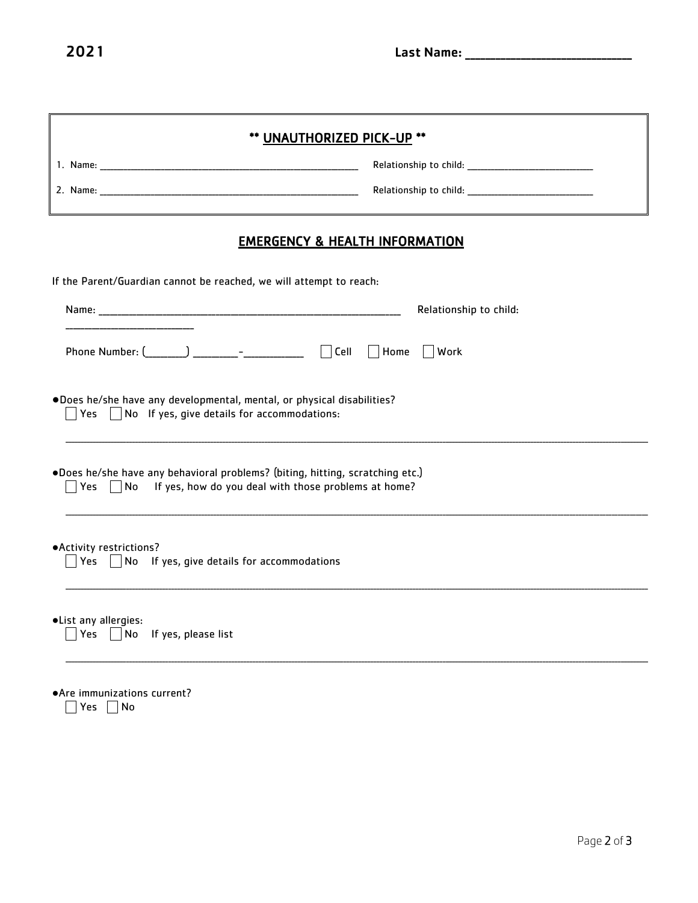2021 **Last Name: ____________________**

## ** UNAUTHORIZED PICK-UP **

1. Name: ______________________________________ Relationship to child: ____________________
2. Name: ______________________________________ Relationship to child: ____________________

## EMERGENCY & HEALTH INFORMATION

If the Parent/Guardian cannot be reached, we will attempt to reach:

Name: ______________________________________ Relationship to child: ____________________

Phone Number: (_____) ______-_______ ☐ Cell ☐ Home ☐ Work

- Does he/she have any developmental, mental, or physical disabilities?
  ☐ Yes ☐ No If yes, give details for accommodations:

  ______________________________________________________________________

- Does he/she have any behavioral problems? (biting, hitting, scratching etc.)
  ☐ Yes ☐ No If yes, how do you deal with those problems at home?

  ______________________________________________________________________

- Activity restrictions?
  ☐ Yes ☐ No If yes, give details for accommodations

  ______________________________________________________________________

- List any allergies:
  ☐ Yes ☐ No If yes, please list

  ______________________________________________________________________

- Are immunizations current?
  ☐ Yes ☐ No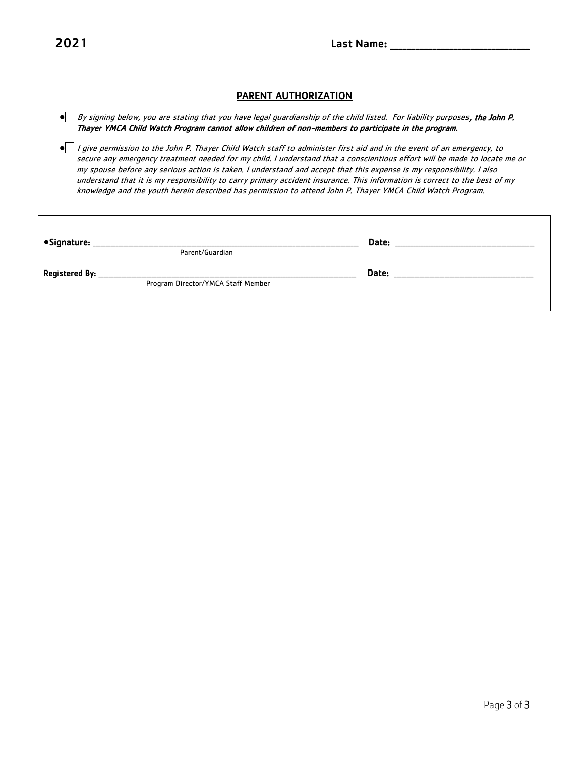**2021** **Last Name: \_\_\_\_\_\_\_\_\_\_\_\_\_\_\_\_\_\_\_\_\_\_\_\_\_\_\_\_\_**

## PARENT AUTHORIZATION

- ☐ *By signing below, you are stating that you have legal guardianship of the child listed. For liability purposes**, the John P. Thayer YMCA Child Watch Program cannot allow children of non-members to participate in the program.***

- ☐ *I give permission to the John P. Thayer Child Watch staff to administer first aid and in the event of an emergency, to secure any emergency treatment needed for my child. I understand that a conscientious effort will be made to locate me or my spouse before any serious action is taken. I understand and accept that this expense is my responsibility. I also understand that it is my responsibility to carry primary accident insurance. This information is correct to the best of my knowledge and the youth herein described has permission to attend John P. Thayer YMCA Child Watch Program.*

| | |
|---|---|
| •**Signature:** \_\_\_\_\_\_\_\_\_\_\_\_\_\_\_\_\_\_\_\_\_\_\_\_\_\_\_\_\_\_\_\_\_\_\_\_\_\_\_\_ <br> Parent/Guardian | **Date:** \_\_\_\_\_\_\_\_\_\_\_\_\_\_\_\_\_\_\_\_\_\_\_ |
| **Registered By:** \_\_\_\_\_\_\_\_\_\_\_\_\_\_\_\_\_\_\_\_\_\_\_\_\_\_\_\_\_\_\_\_\_\_\_\_\_\_\_\_ <br> Program Director/YMCA Staff Member | **Date:** \_\_\_\_\_\_\_\_\_\_\_\_\_\_\_\_\_\_\_\_\_\_\_ |